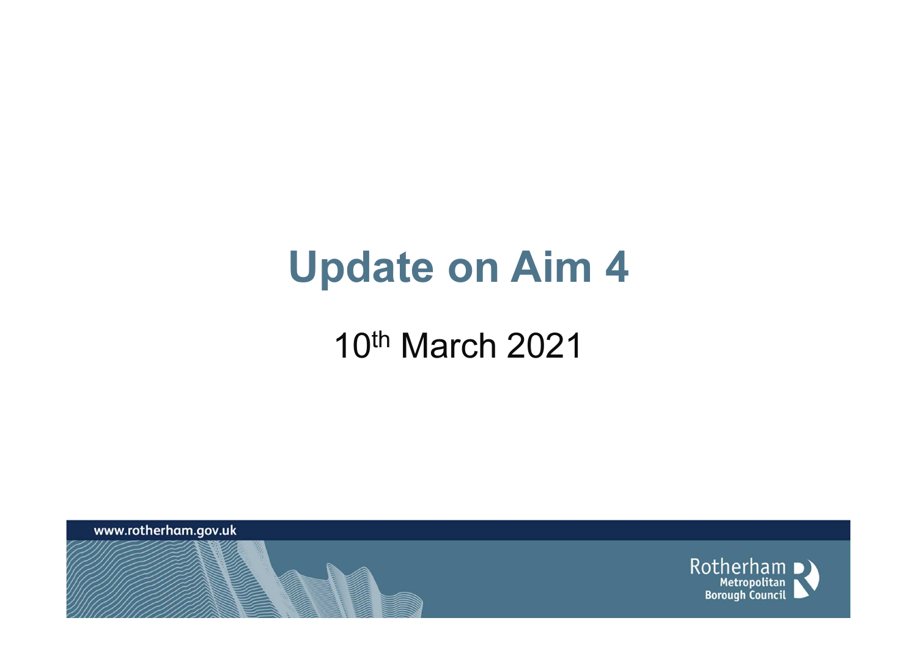# Update on Aim 4

10th March 2021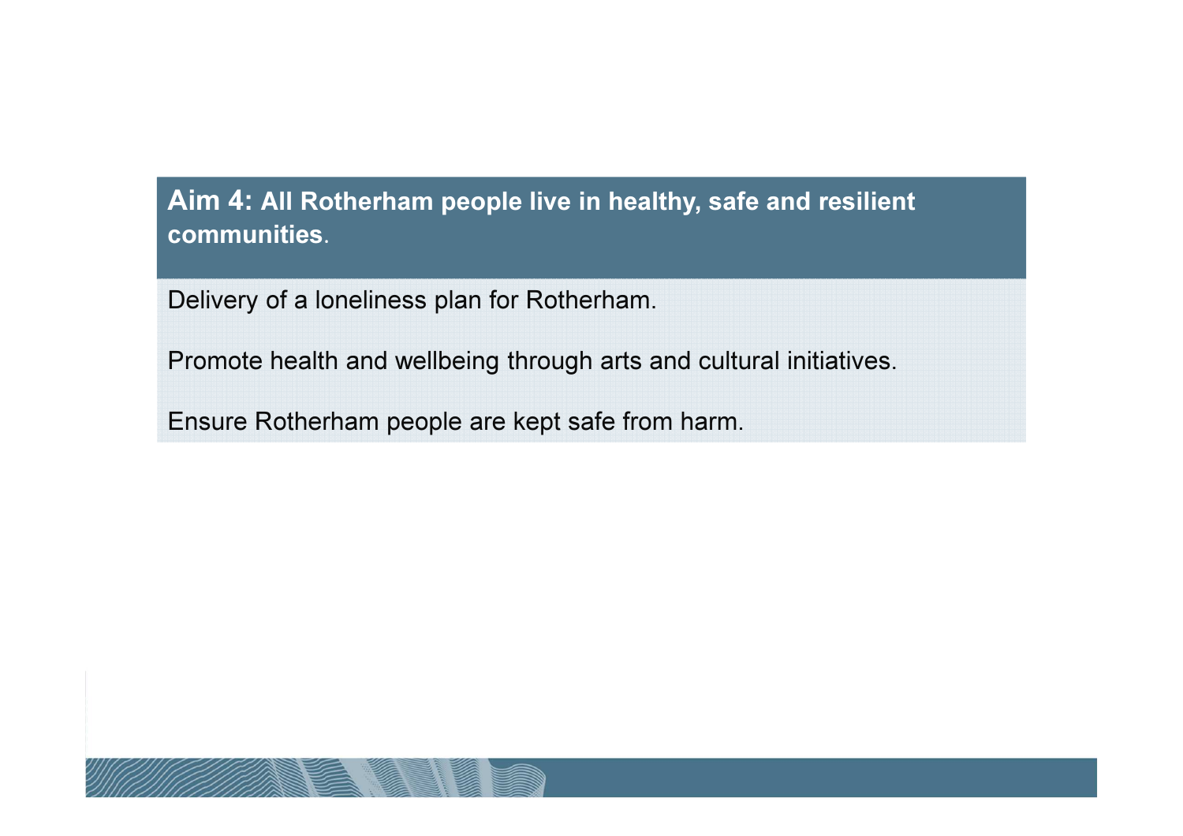**Aim 4: All Rotherham people live in healthy, safe and resilient communities.**

Delivery of a loneliness plan for Rotherham.

Promote health and wellbeing through arts and cultural initiatives.

Ensure Rotherham people are kept safe from harm.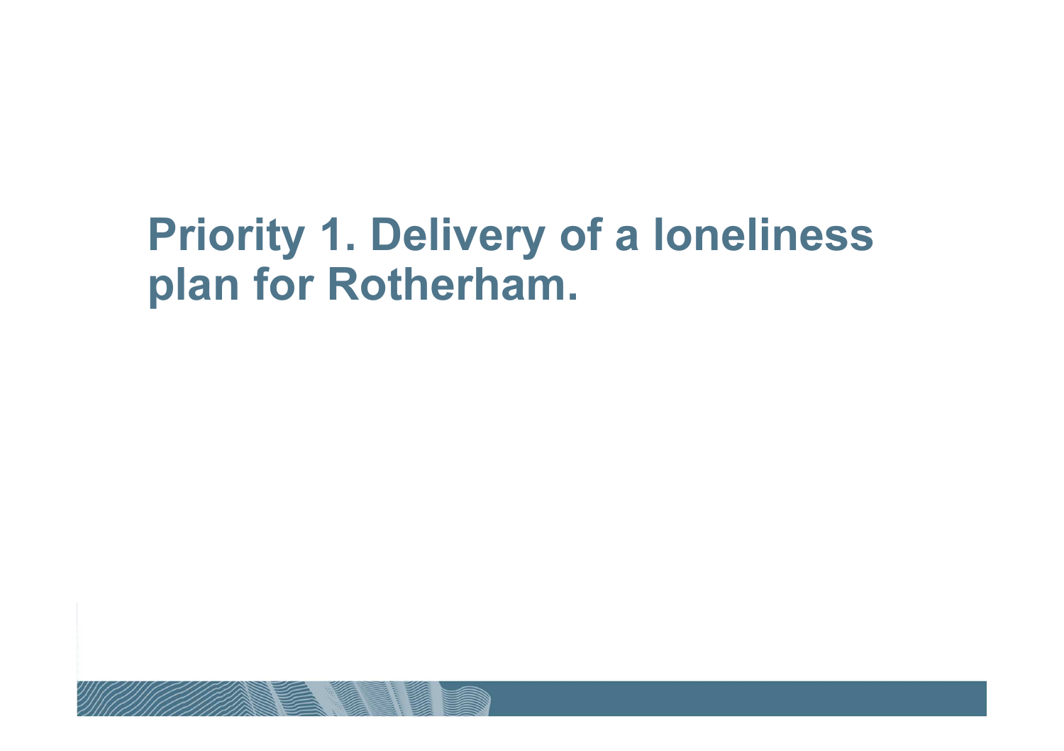# Priority 1. Delivery of a loneliness plan for Rotherham.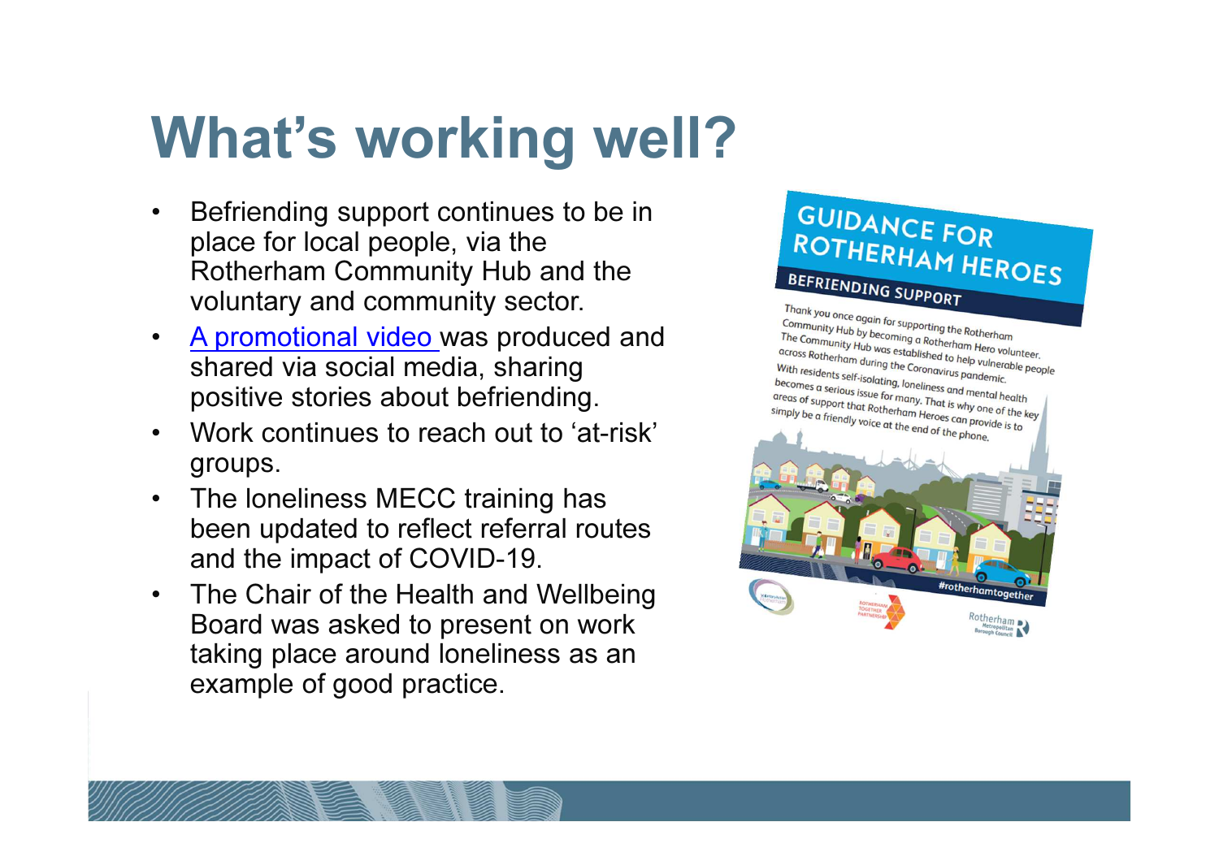# What's working well?

- Befriending support continues to be in place for local people, via the Rotherham Community Hub and the voluntary and community sector.
- A promotional video was produced and shared via social media, sharing positive stories about befriending.
- Work continues to reach out to 'at-risk' groups.
- The loneliness MECC training has been updated to reflect referral routes and the impact of COVID-19.
- The Chair of the Health and Wellbeing Board was asked to present on work taking place around loneliness as an example of good practice.

GUIDANCE FOR ROTHERHAM HEROES

BEFRIENDING SUPPORT

Thank you once again for supporting the Rotherham Community Hub by becoming a Rotherham Hero volunteer. The Community Hub was established to help vulnerable people across Rotherham during the Coronavirus pandemic. With residents self-isolating, loneliness and mental health becomes a serious issue for many. That is why one of the key areas of support that Rotherham Heroes can provide is to simply be a friendly voice at the end of the phone.

#rotherhamtogether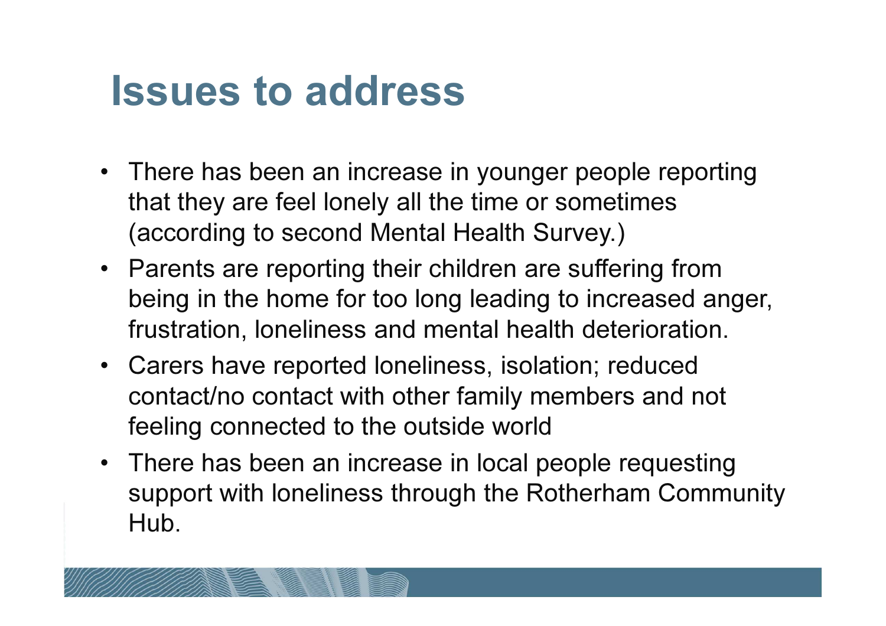# Issues to address

- There has been an increase in younger people reporting that they are feel lonely all the time or sometimes (according to second Mental Health Survey.)
- Parents are reporting their children are suffering from being in the home for too long leading to increased anger, frustration, loneliness and mental health deterioration.
- Carers have reported loneliness, isolation; reduced contact/no contact with other family members and not feeling connected to the outside world
- There has been an increase in local people requesting support with loneliness through the Rotherham Community Hub.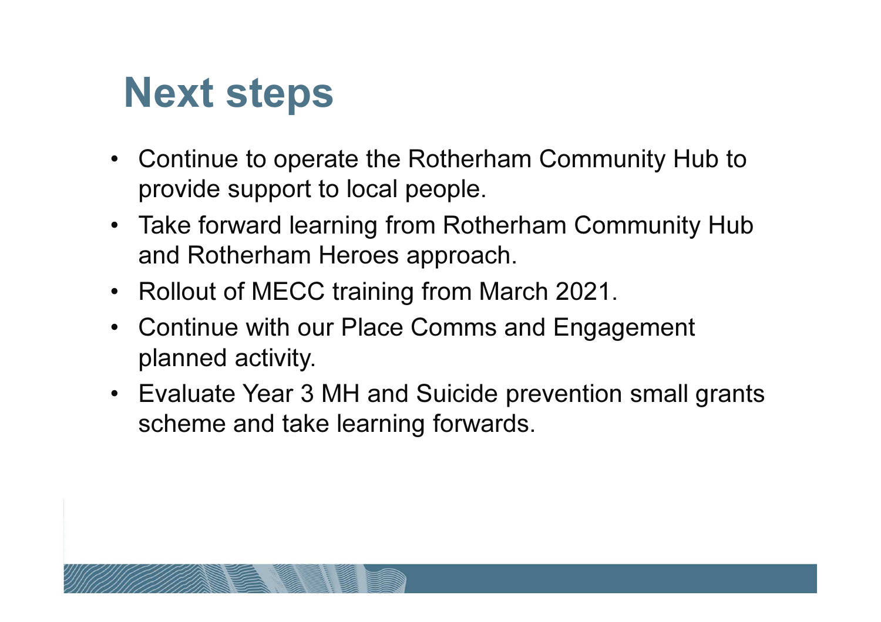# Next steps

- Continue to operate the Rotherham Community Hub to provide support to local people.
- Take forward learning from Rotherham Community Hub and Rotherham Heroes approach.
- Rollout of MECC training from March 2021.
- Continue with our Place Comms and Engagement planned activity.
- Evaluate Year 3 MH and Suicide prevention small grants scheme and take learning forwards.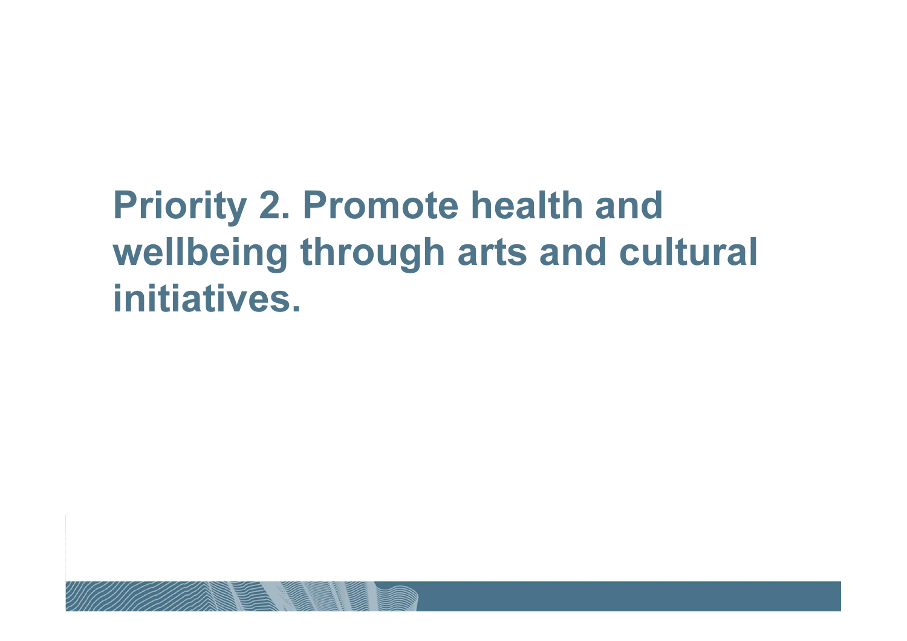# Priority 2. Promote health and wellbeing through arts and cultural initiatives.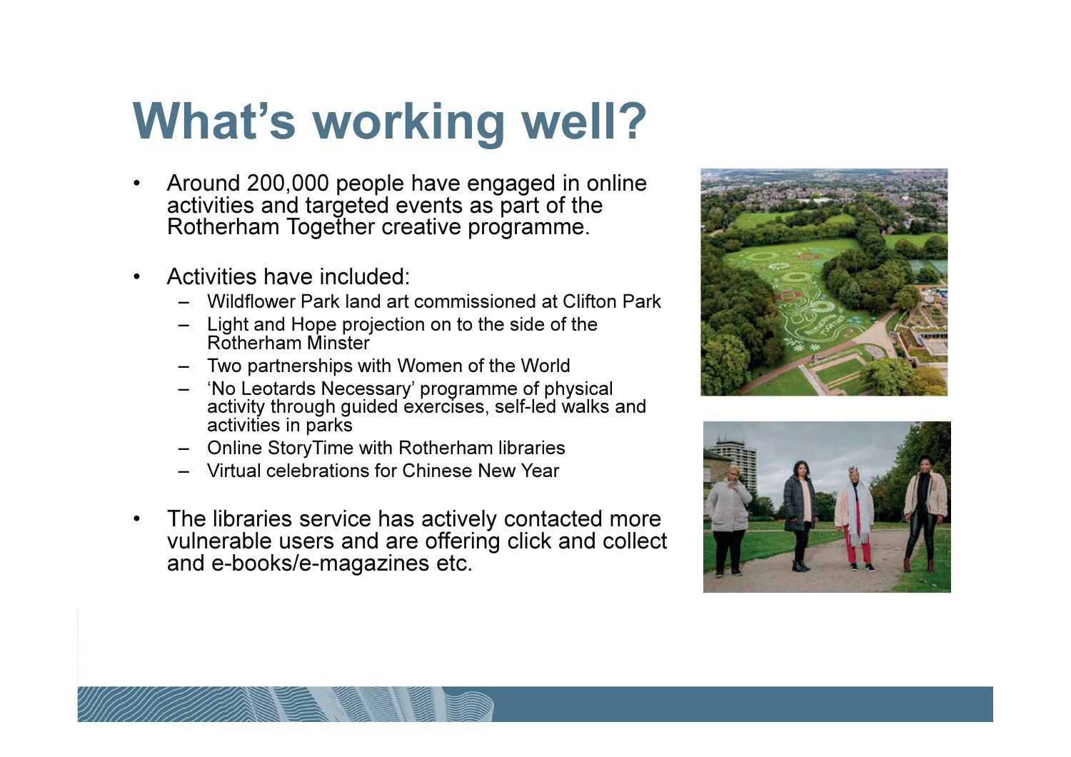# What's working well?

- Around 200,000 people have engaged in online activities and targeted events as part of the Rotherham Together creative programme.

- Activities have included:
  - Wildflower Park land art commissioned at Clifton Park
  - Light and Hope projection on to the side of the Rotherham Minster
  - Two partnerships with Women of the World
  - 'No Leotards Necessary' programme of physical activity through guided exercises, self-led walks and activities in parks
  - Online StoryTime with Rotherham libraries
  - Virtual celebrations for Chinese New Year

- The libraries service has actively contacted more vulnerable users and are offering click and collect and e-books/e-magazines etc.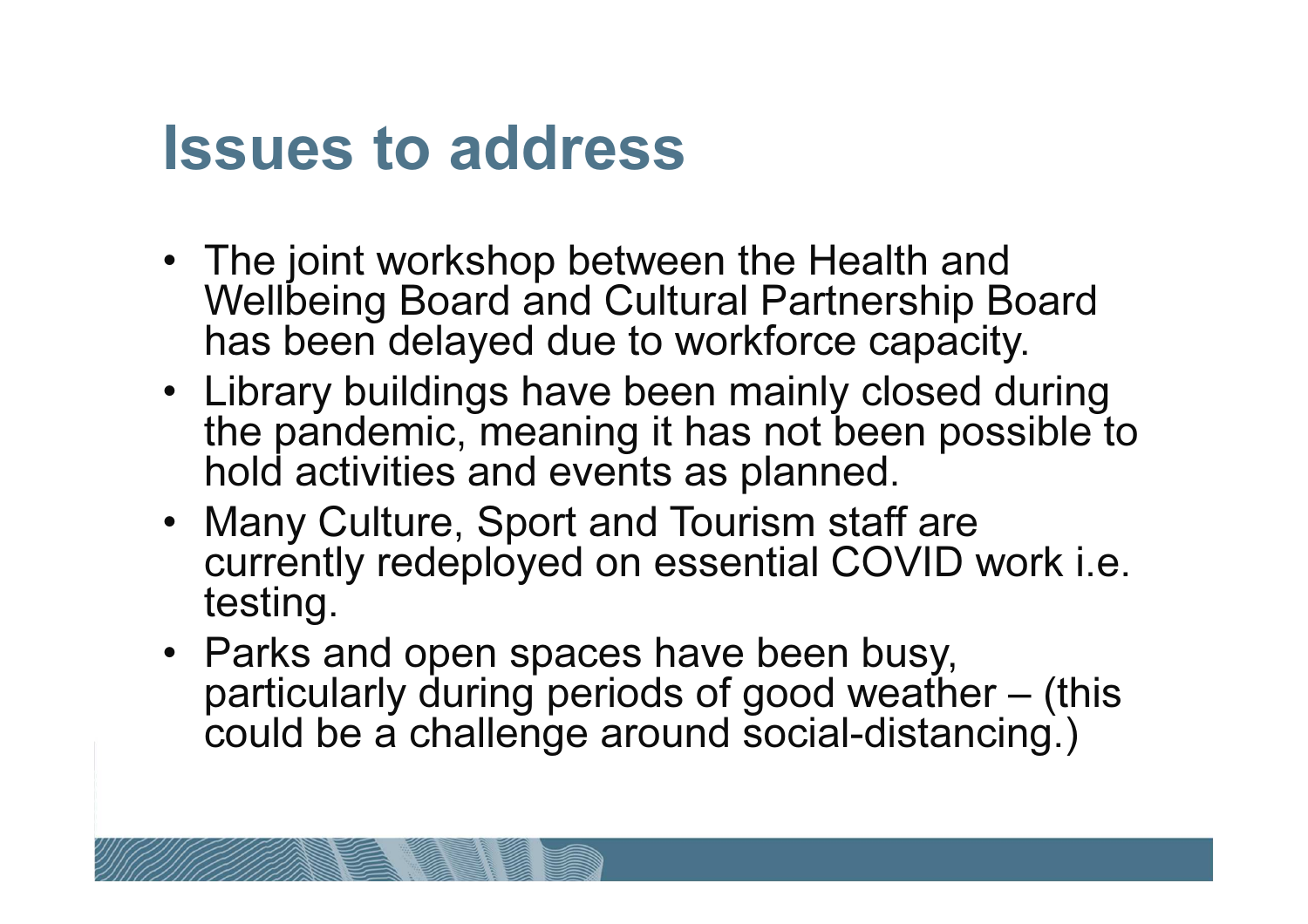# Issues to address

- The joint workshop between the Health and Wellbeing Board and Cultural Partnership Board has been delayed due to workforce capacity.
- Library buildings have been mainly closed during the pandemic, meaning it has not been possible to hold activities and events as planned.
- Many Culture, Sport and Tourism staff are currently redeployed on essential COVID work i.e. testing.
- Parks and open spaces have been busy, particularly during periods of good weather – (this could be a challenge around social-distancing.)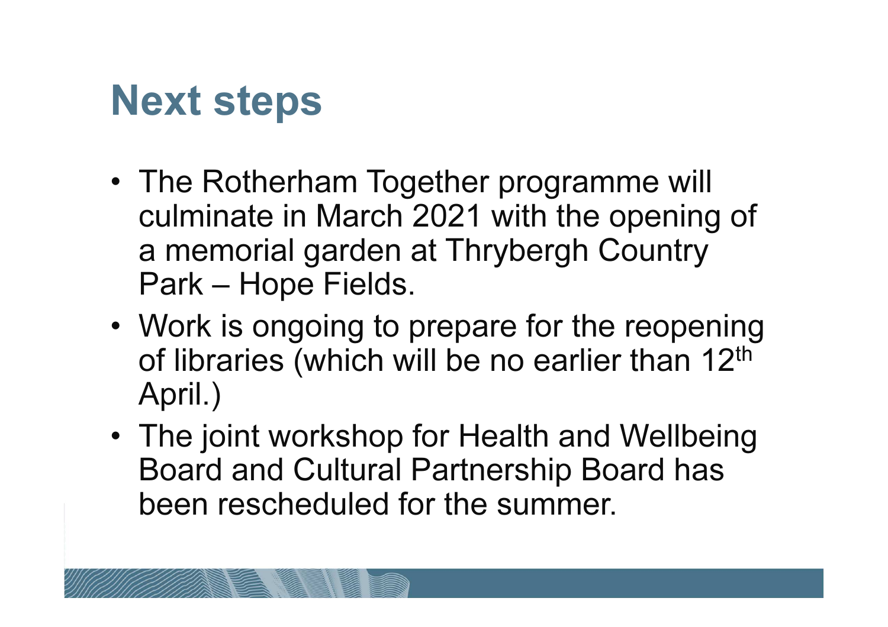# Next steps

- The Rotherham Together programme will culminate in March 2021 with the opening of a memorial garden at Thrybergh Country Park – Hope Fields.
- Work is ongoing to prepare for the reopening of libraries (which will be no earlier than 12th April.)
- The joint workshop for Health and Wellbeing Board and Cultural Partnership Board has been rescheduled for the summer.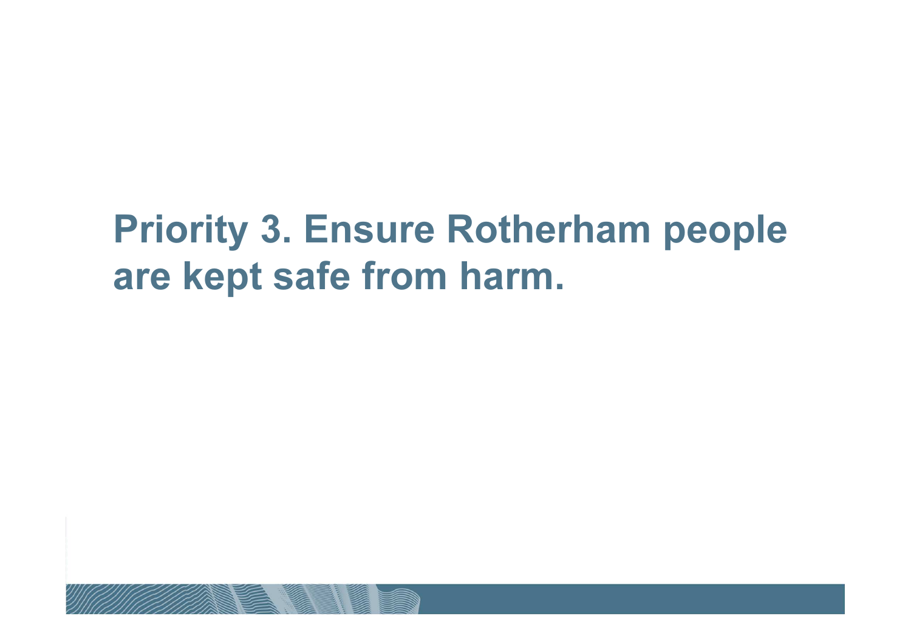# Priority 3. Ensure Rotherham people are kept safe from harm.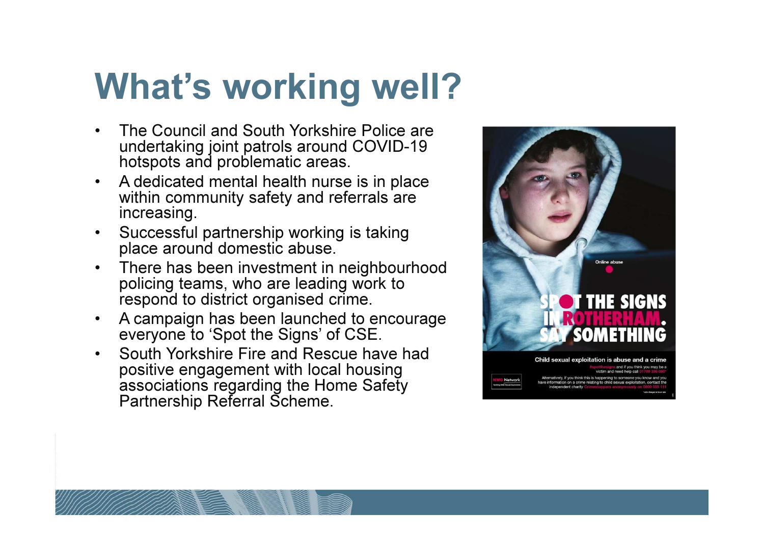# What's working well?

- The Council and South Yorkshire Police are undertaking joint patrols around COVID-19 hotspots and problematic areas.
- A dedicated mental health nurse is in place within community safety and referrals are increasing.
- Successful partnership working is taking place around domestic abuse.
- There has been investment in neighbourhood policing teams, who are leading work to respond to district organised crime.
- A campaign has launched to encourage everyone to 'Spot the Signs' of CSE.
- South Yorkshire Fire and Rescue have had positive engagement with local housing associations regarding the Home Safety Partnership Referral Scheme.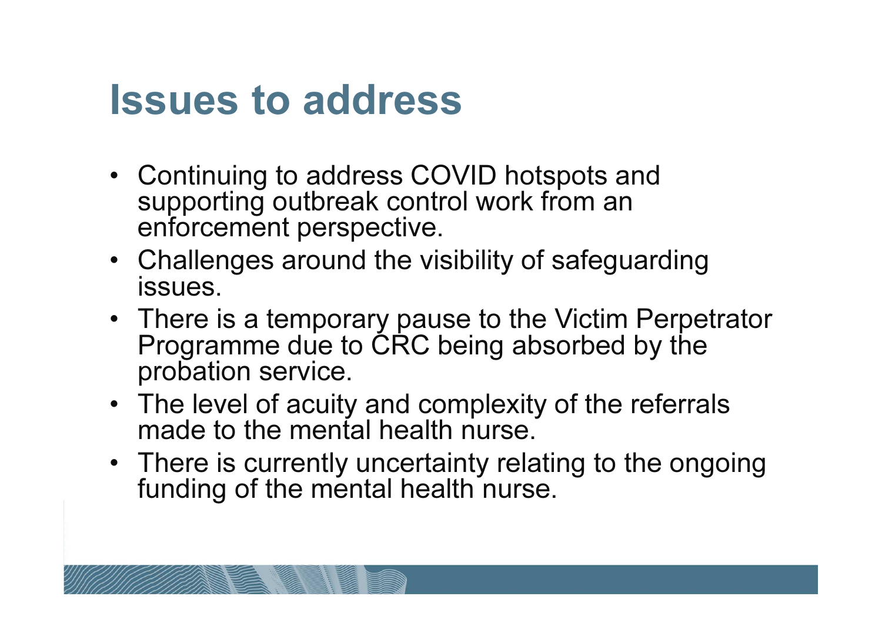# Issues to address

- Continuing to address COVID hotspots and supporting outbreak control work from an enforcement perspective.
- Challenges around the visibility of safeguarding issues.
- There is a temporary pause to the Victim Perpetrator Programme due to CRC being absorbed by the probation service.
- The level of acuity and complexity of the referrals made to the mental health nurse.
- There is currently uncertainty relating to the ongoing funding of the mental health nurse.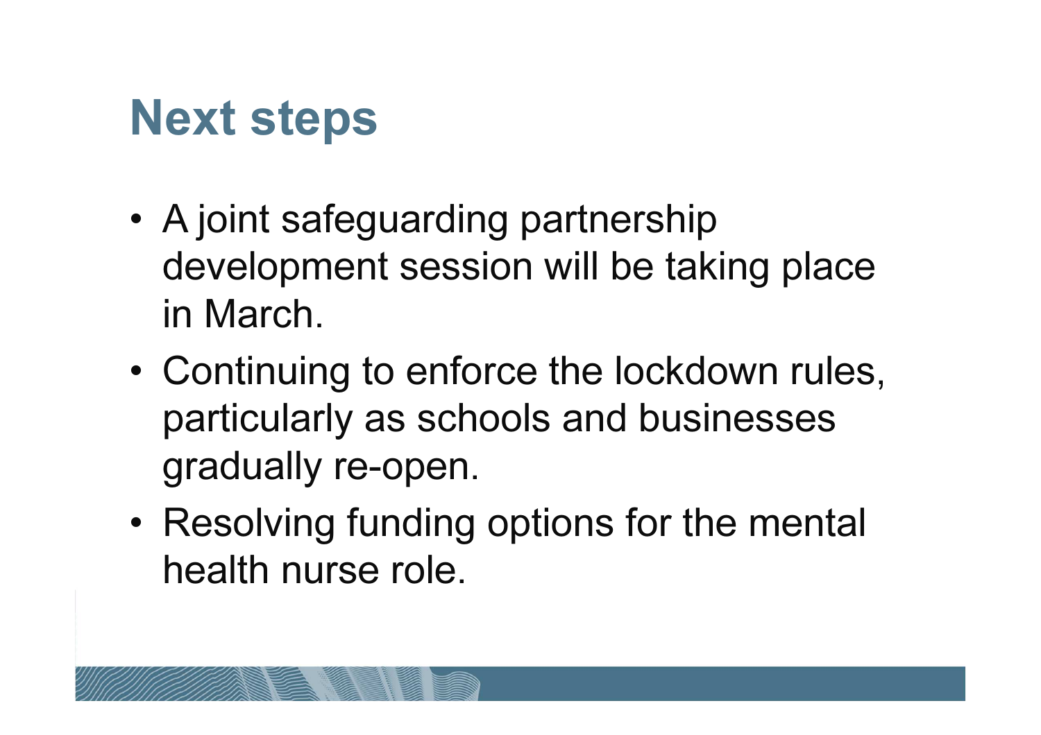# Next steps

- A joint safeguarding partnership development session will be taking place in March.
- Continuing to enforce the lockdown rules, particularly as schools and businesses gradually re-open.
- Resolving funding options for the mental health nurse role.